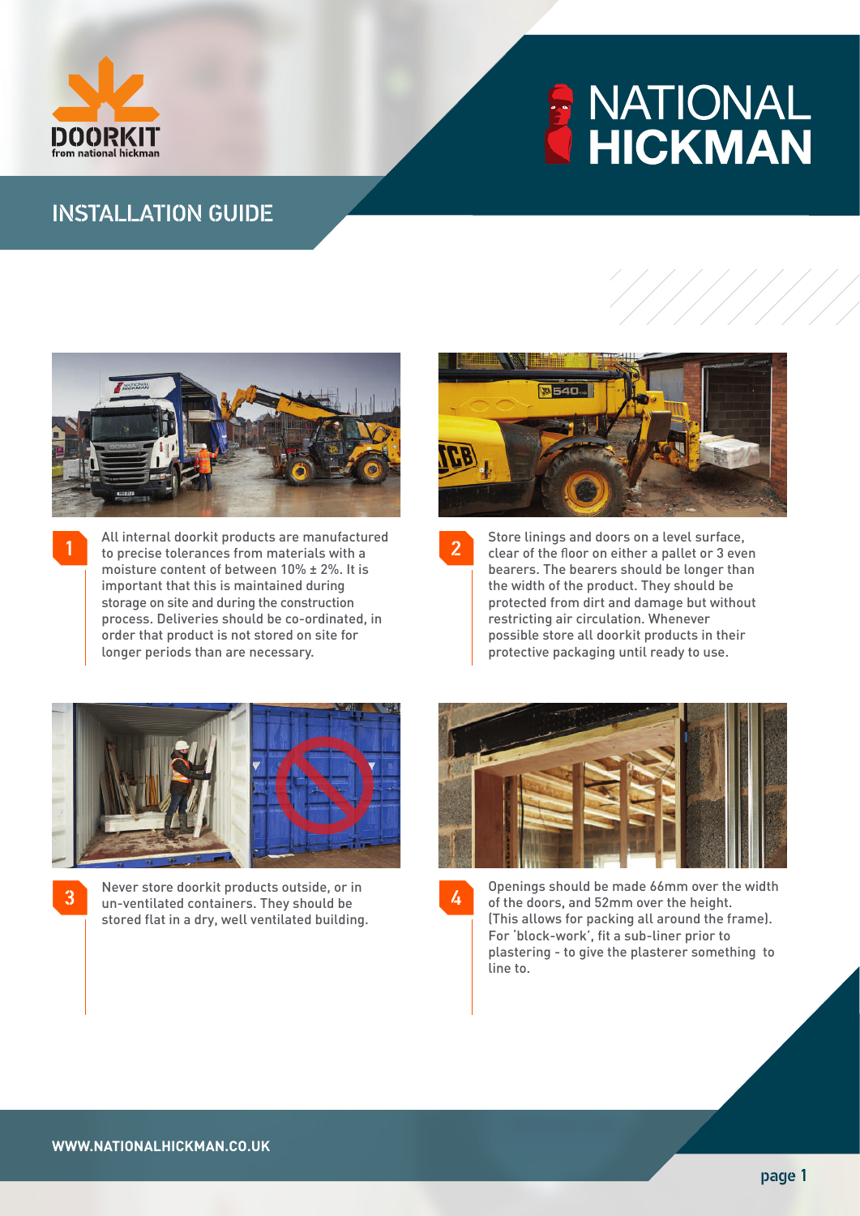DOORKIT from national hickman

NATIONAL HICKMAN

# INSTALLATION GUIDE

**1** All internal doorkit products are manufactured to precise tolerances from materials with a moisture content of between 10% ± 2%. It is important that this is maintained during storage on site and during the construction process. Deliveries should be co-ordinated, in order that product is not stored on site for longer periods than are necessary.

**2** Store linings and doors on a level surface, clear of the floor on either a pallet or 3 even bearers. The bearers should be longer than the width of the product. They should be protected from dirt and damage but without restricting air circulation. Whenever possible store all doorkit products in their protective packaging until ready to use.

**3** Never store doorkit products outside, or in un-ventilated containers. They should be stored flat in a dry, well ventilated building.

**4** Openings should be made 66mm over the width of the doors, and 52mm over the height. (This allows for packing all around the frame). For 'block-work', fit a sub-liner prior to plastering - to give the plasterer something to line to.

WWW.NATIONALHICKMAN.CO.UK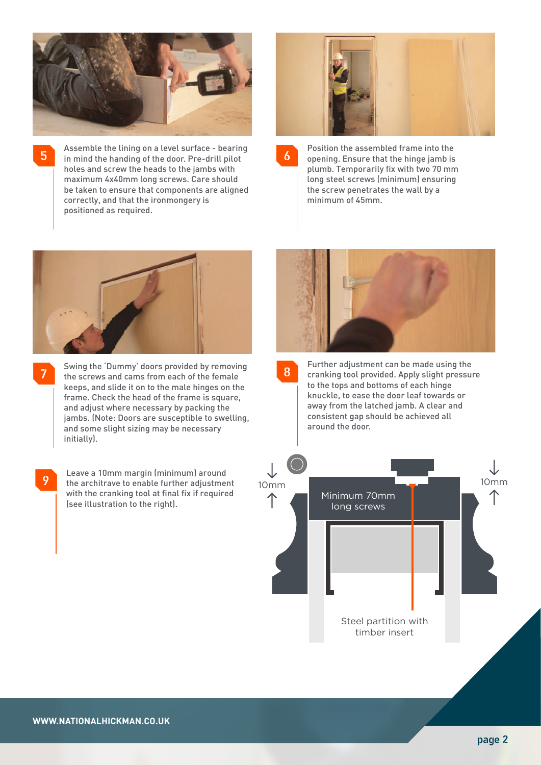**5** Assemble the lining on a level surface - bearing in mind the handing of the door. Pre-drill pilot holes and screw the heads to the jambs with maximum 4x40mm long screws. Care should be taken to ensure that components are aligned correctly, and that the ironmongery is positioned as required.

**6** Position the assembled frame into the opening. Ensure that the hinge jamb is plumb. Temporarily fix with two 70 mm long steel screws (minimum) ensuring the screw penetrates the wall by a minimum of 45mm.

**7** Swing the 'Dummy' doors provided by removing the screws and cams from each of the female keeps, and slide it on to the male hinges on the frame. Check the head of the frame is square, and adjust where necessary by packing the jambs. (Note: Doors are susceptible to swelling, and some slight sizing may be necessary initially).

**8** Further adjustment can be made using the cranking tool provided. Apply slight pressure to the tops and bottoms of each hinge knuckle, to ease the door leaf towards or away from the latched jamb. A clear and consistent gap should be achieved all around the door.

**9** Leave a 10mm margin (minimum) around the architrave to enable further adjustment with the cranking tool at final fix if required (see illustration to the right).

10mm

Minimum 70mm long screws

10mm

Steel partition with timber insert

WWW.NATIONALHICKMAN.CO.UK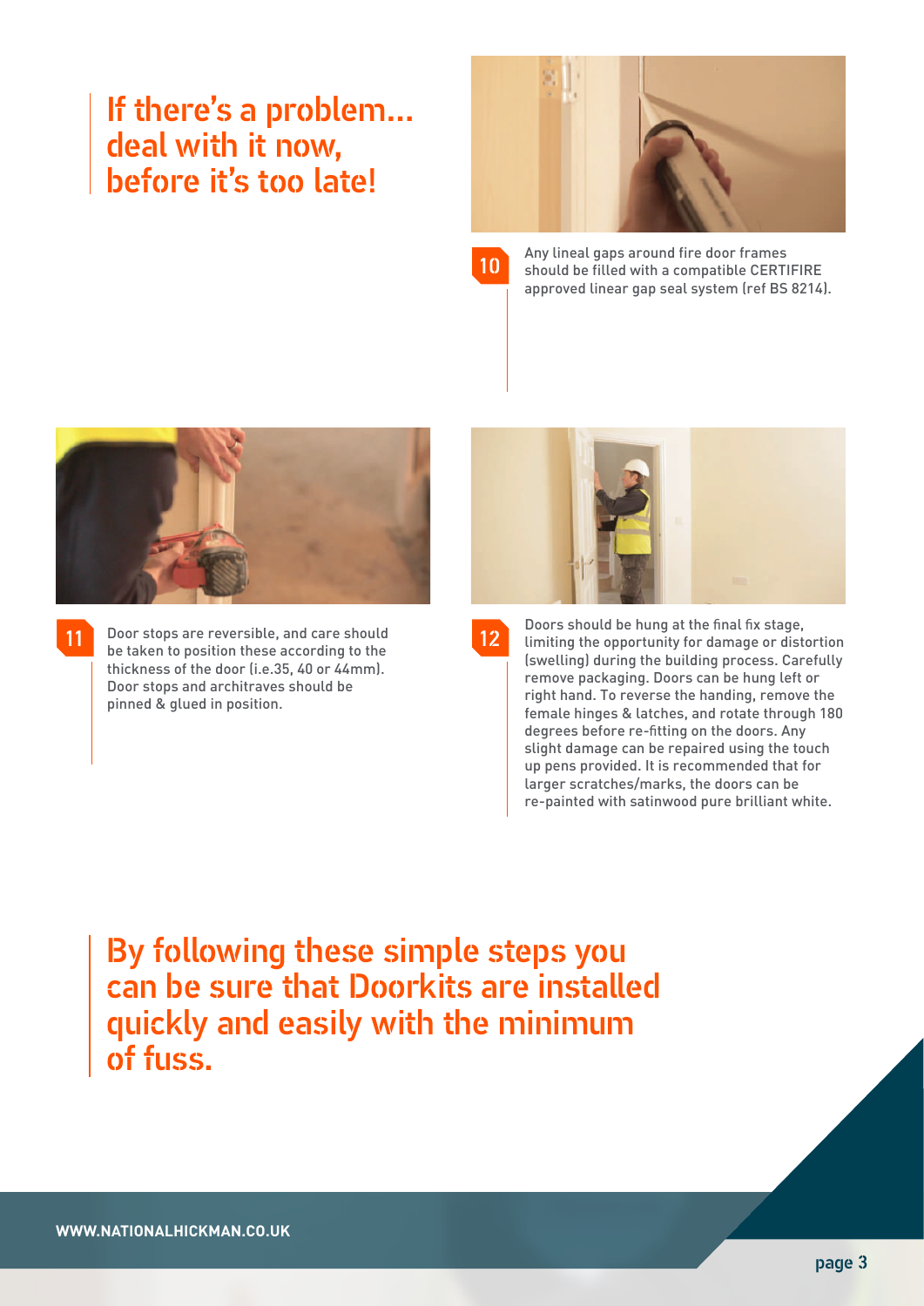## If there's a problem... deal with it now, before it's too late!

**10** Any lineal gaps around fire door frames should be filled with a compatible CERTIFIRE approved linear gap seal system (ref BS 8214).

**11** Door stops are reversible, and care should be taken to position these according to the thickness of the door (i.e.35, 40 or 44mm). Door stops and architraves should be pinned & glued in position.

**12** Doors should be hung at the final fix stage, limiting the opportunity for damage or distortion (swelling) during the building process. Carefully remove packaging. Doors can be hung left or right hand. To reverse the handing, remove the female hinges & latches, and rotate through 180 degrees before re-fitting on the doors. Any slight damage can be repaired using the touch up pens provided. It is recommended that for larger scratches/marks, the doors can be re-painted with satinwood pure brilliant white.

## By following these simple steps you can be sure that Doorkits are installed quickly and easily with the minimum of fuss.

WWW.NATIONALHICKMAN.CO.UK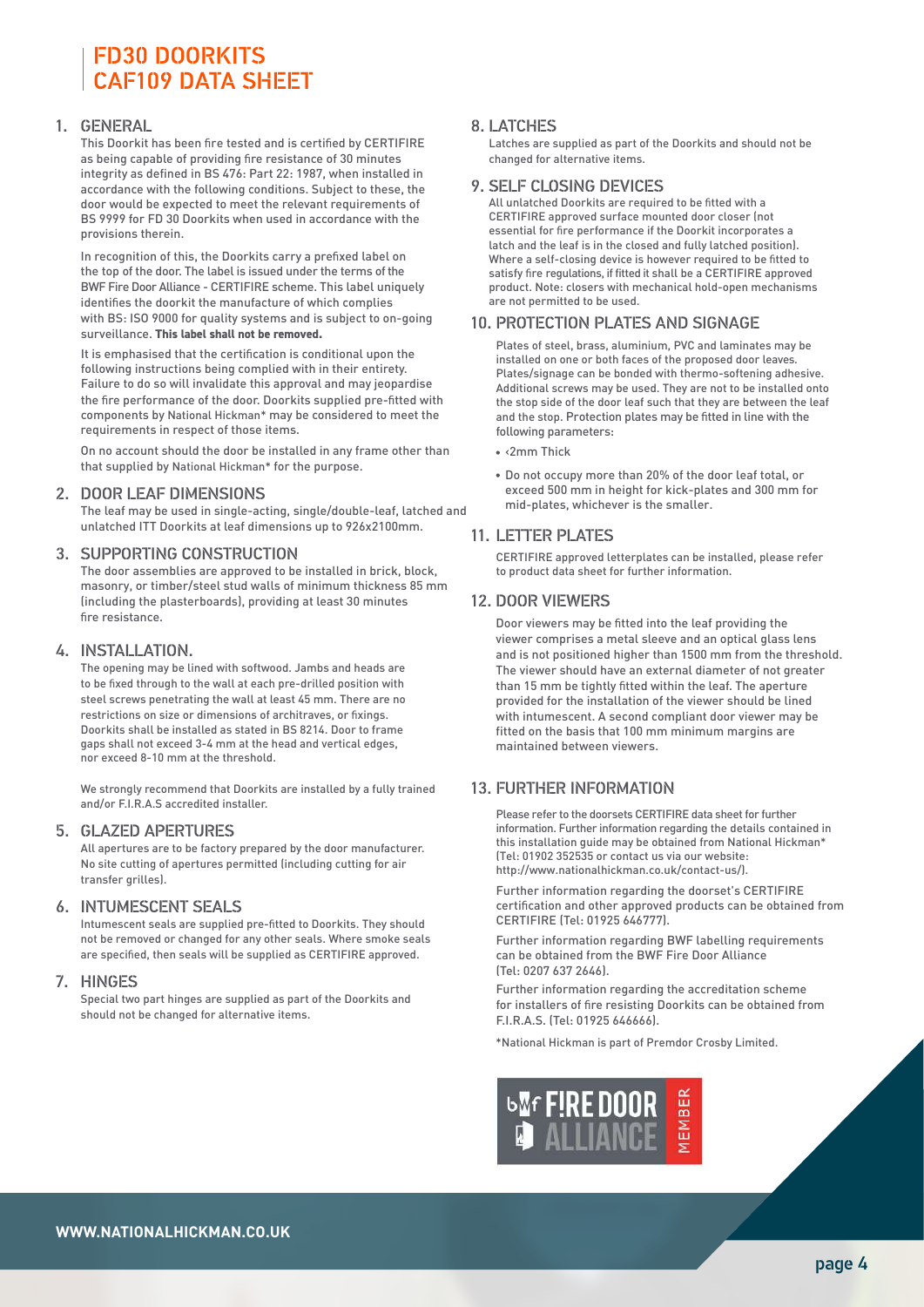# FD30 DOORKITS
# CAF109 DATA SHEET

## 1. GENERAL

This Doorkit has been fire tested and is certified by CERTIFIRE as being capable of providing fire resistance of 30 minutes integrity as defined in BS 476: Part 22: 1987, when installed in accordance with the following conditions. Subject to these, the door would be expected to meet the relevant requirements of BS 9999 for FD 30 Doorkits when used in accordance with the provisions therein.

In recognition of this, the Doorkits carry a prefixed label on the top of the door. The label is issued under the terms of the BWF Fire Door Alliance - CERTIFIRE scheme. This label uniquely identifies the doorkit the manufacture of which complies with BS: ISO 9000 for quality systems and is subject to on-going surveillance. **This label shall not be removed.**

It is emphasised that the certification is conditional upon the following instructions being complied with in their entirety. Failure to do so will invalidate this approval and may jeopardise the fire performance of the door. Doorkits supplied pre-fitted with components by National Hickman* may be considered to meet the requirements in respect of those items.

On no account should the door be installed in any frame other than that supplied by National Hickman* for the purpose.

## 2. DOOR LEAF DIMENSIONS

The leaf may be used in single-acting, single/double-leaf, latched and unlatched ITT Doorkits at leaf dimensions up to 926x2100mm.

## 3. SUPPORTING CONSTRUCTION

The door assemblies are approved to be installed in brick, block, masonry, or timber/steel stud walls of minimum thickness 85 mm (including the plasterboards), providing at least 30 minutes fire resistance.

## 4. INSTALLATION.

The opening may be lined with softwood. Jambs and heads are to be fixed through to the wall at each pre-drilled position with steel screws penetrating the wall at least 45 mm. There are no restrictions on size or dimensions of architraves, or fixings. Doorkits shall be installed as stated in BS 8214. Door to frame gaps shall not exceed 3-4 mm at the head and vertical edges, nor exceed 8-10 mm at the threshold.

We strongly recommend that Doorkits are installed by a fully trained and/or F.I.R.A.S accredited installer.

## 5. GLAZED APERTURES

All apertures are to be factory prepared by the door manufacturer. No site cutting of apertures permitted (including cutting for air transfer grilles).

## 6. INTUMESCENT SEALS

Intumescent seals are supplied pre-fitted to Doorkits. They should not be removed or changed for any other seals. Where smoke seals are specified, then seals will be supplied as CERTIFIRE approved.

## 7. HINGES

Special two part hinges are supplied as part of the Doorkits and should not be changed for alternative items.

## 8. LATCHES

Latches are supplied as part of the Doorkits and should not be changed for alternative items.

## 9. SELF CLOSING DEVICES

All unlatched Doorkits are required to be fitted with a CERTIFIRE approved surface mounted door closer (not essential for fire performance if the Doorkit incorporates a latch and the leaf is in the closed and fully latched position). Where a self-closing device is however required to be fitted to satisfy fire regulations, if fitted it shall be a CERTIFIRE approved product. Note: closers with mechanical hold-open mechanisms are not permitted to be used.

## 10. PROTECTION PLATES AND SIGNAGE

Plates of steel, brass, aluminium, PVC and laminates may be installed on one or both faces of the proposed door leaves. Plates/signage can be bonded with thermo-softening adhesive. Additional screws may be used. They are not to be installed onto the stop side of the door leaf such that they are between the leaf and the stop. Protection plates may be fitted in line with the following parameters:

- ‹2mm Thick
- Do not occupy more than 20% of the door leaf total, or exceed 500 mm in height for kick-plates and 300 mm for mid-plates, whichever is the smaller.

## 11. LETTER PLATES

CERTIFIRE approved letterplates can be installed, please refer to product data sheet for further information.

## 12. DOOR VIEWERS

Door viewers may be fitted into the leaf providing the viewer comprises a metal sleeve and an optical glass lens and is not positioned higher than 1500 mm from the threshold. The viewer should have an external diameter of not greater than 15 mm be tightly fitted within the leaf. The aperture provided for the installation of the viewer should be lined with intumescent. A second compliant door viewer may be fitted on the basis that 100 mm minimum margins are maintained between viewers.

## 13. FURTHER INFORMATION

Please refer to the doorsets CERTIFIRE data sheet for further information. Further information regarding the details contained in this installation guide may be obtained from National Hickman* (Tel: 01902 352535 or contact us via our website: http://www.nationalhickman.co.uk/contact-us/).

Further information regarding the doorset's CERTIFIRE certification and other approved products can be obtained from CERTIFIRE (Tel: 01925 646777).

Further information regarding BWF labelling requirements can be obtained from the BWF Fire Door Alliance (Tel: 0207 637 2646).

Further information regarding the accreditation scheme for installers of fire resisting Doorkits can be obtained from F.I.R.A.S. (Tel: 01925 646666).

*National Hickman is part of Premdor Crosby Limited.

bwf FIRE DOOR ALLIANCE MEMBER

WWW.NATIONALHICKMAN.CO.UK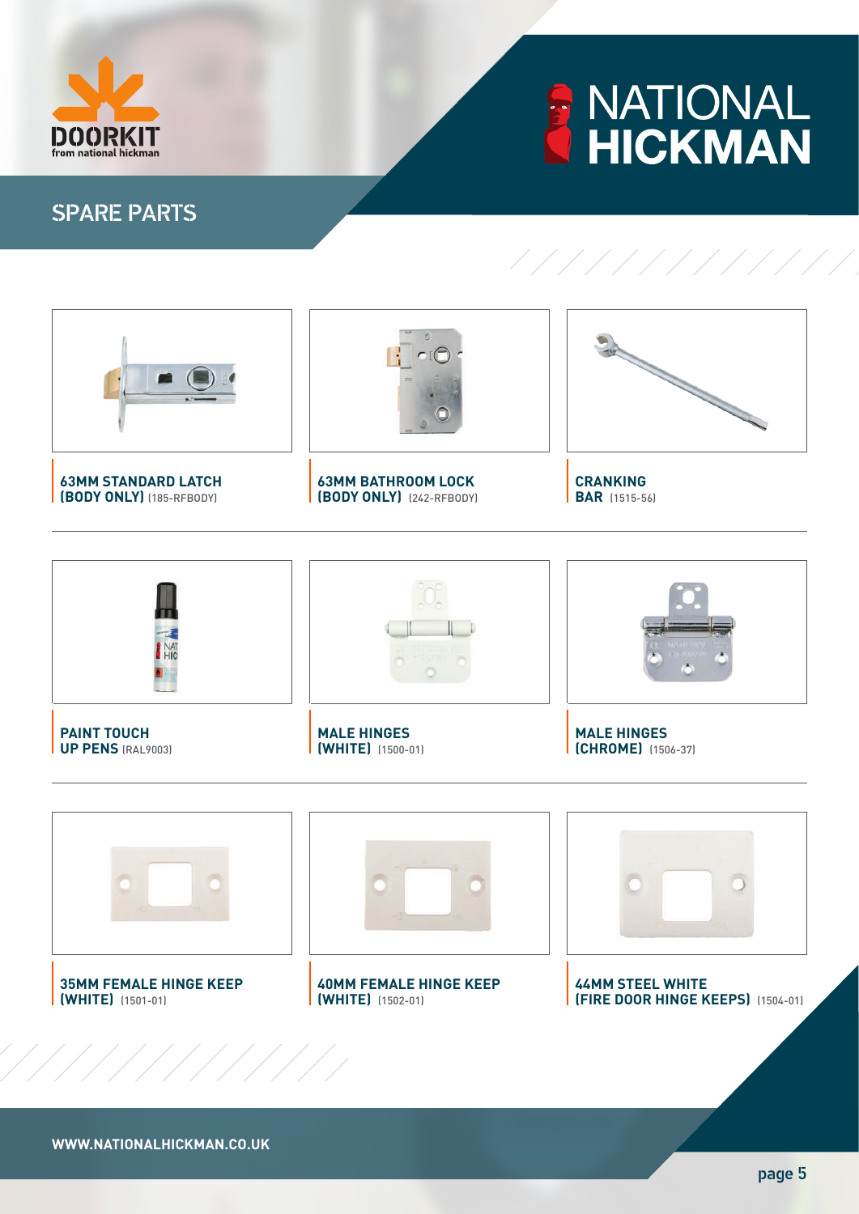DOORKIT
from national hickman

NATIONAL HICKMAN

# SPARE PARTS

**63MM STANDARD LATCH (BODY ONLY)** (185-RFBODY)

**63MM BATHROOM LOCK (BODY ONLY)** (242-RFBODY)

**CRANKING BAR** (1515-56)

**PAINT TOUCH UP PENS** (RAL9003)

**MALE HINGES (WHITE)** (1500-01)

**MALE HINGES (CHROME)** (1506-37)

**35MM FEMALE HINGE KEEP (WHITE)** (1501-01)

**40MM FEMALE HINGE KEEP (WHITE)** (1502-01)

**44MM STEEL WHITE (FIRE DOOR HINGE KEEPS)** (1504-01)

**WWW.NATIONALHICKMAN.CO.UK**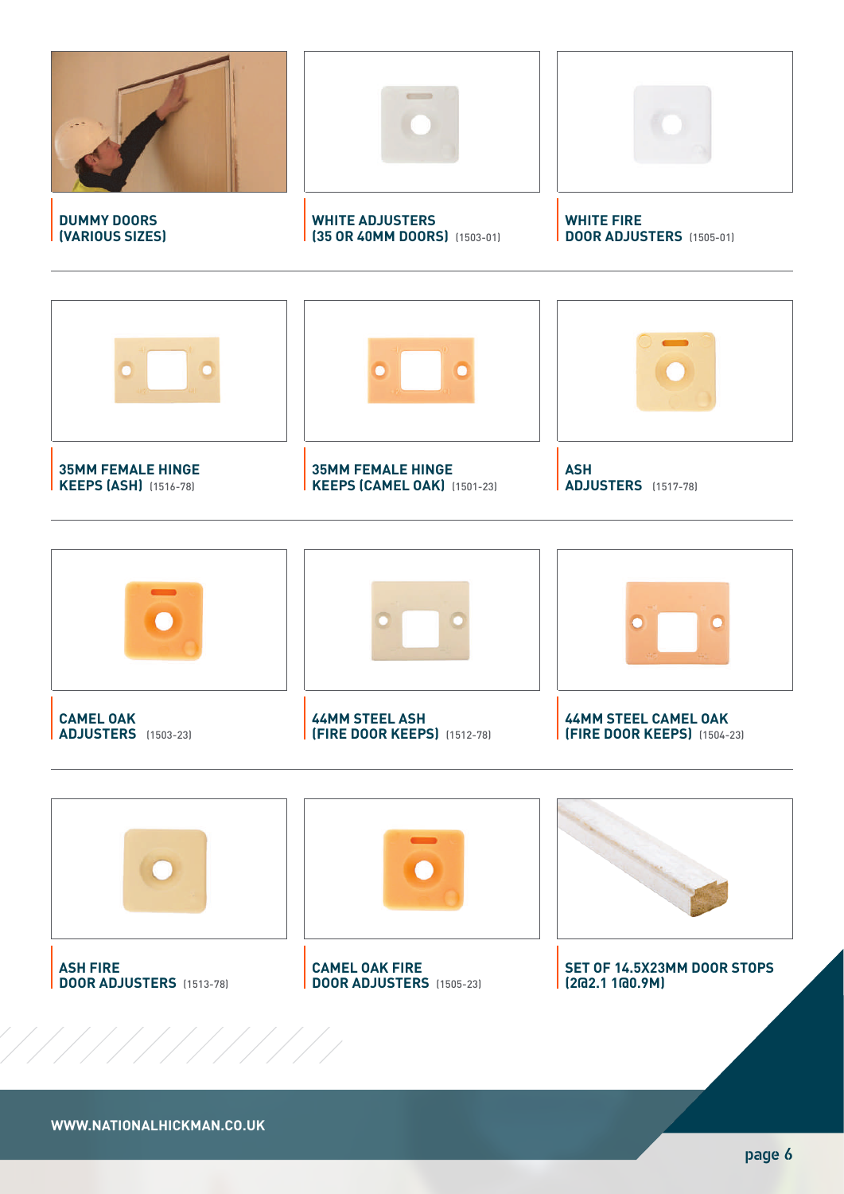**DUMMY DOORS (VARIOUS SIZES)**

**WHITE ADJUSTERS (35 OR 40MM DOORS)** (1503-01)

**WHITE FIRE DOOR ADJUSTERS** (1505-01)

**35MM FEMALE HINGE KEEPS (ASH)** (1516-78)

**35MM FEMALE HINGE KEEPS (CAMEL OAK)** (1501-23)

**ASH ADJUSTERS** (1517-78)

**CAMEL OAK ADJUSTERS** (1503-23)

**44MM STEEL ASH (FIRE DOOR KEEPS)** (1512-78)

**44MM STEEL CAMEL OAK (FIRE DOOR KEEPS)** (1504-23)

**ASH FIRE DOOR ADJUSTERS** (1513-78)

**CAMEL OAK FIRE DOOR ADJUSTERS** (1505-23)

**SET OF 14.5X23MM DOOR STOPS (2@2.1 1@0.9M)**

WWW.NATIONALHICKMAN.CO.UK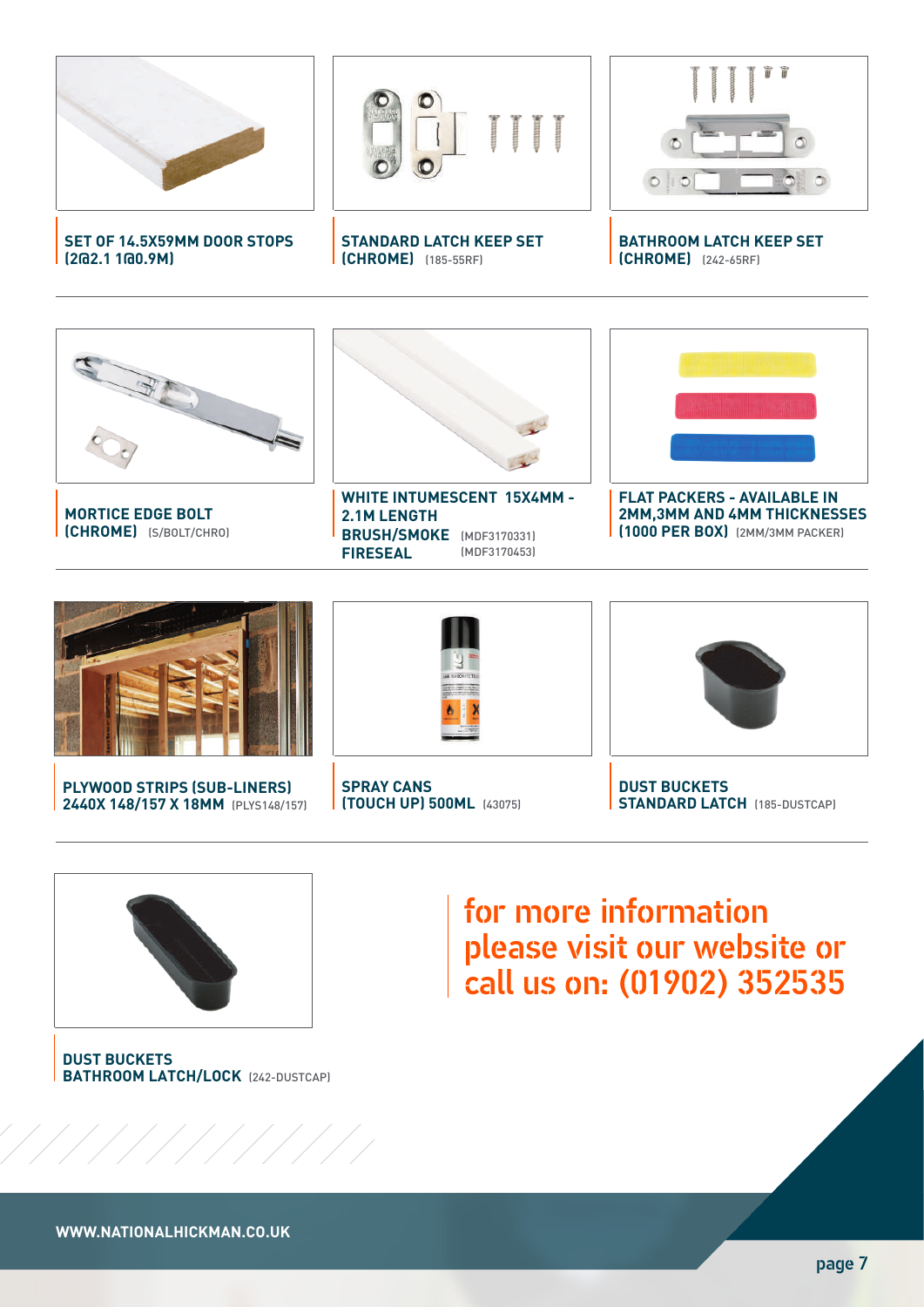**SET OF 14.5X59MM DOOR STOPS (2@2.1 1@0.9M)**

**STANDARD LATCH KEEP SET (CHROME)** (185-55RF)

**BATHROOM LATCH KEEP SET (CHROME)** (242-65RF)

**MORTICE EDGE BOLT (CHROME)** (S/BOLT/CHRO)

**WHITE INTUMESCENT 15X4MM - 2.1M LENGTH**
**BRUSH/SMOKE** (MDF3170331)
**FIRESEAL** (MDF3170453)

**FLAT PACKERS - AVAILABLE IN 2MM,3MM AND 4MM THICKNESSES (1000 PER BOX)** (2MM/3MM PACKER)

**PLYWOOD STRIPS (SUB-LINERS) 2440X 148/157 X 18MM** (PLYS148/157)

**SPRAY CANS (TOUCH UP) 500ML** (43075)

**DUST BUCKETS STANDARD LATCH** (185-DUSTCAP)

**DUST BUCKETS BATHROOM LATCH/LOCK** (242-DUSTCAP)

for more information please visit our website or call us on: (01902) 352535

WWW.NATIONALHICKMAN.CO.UK